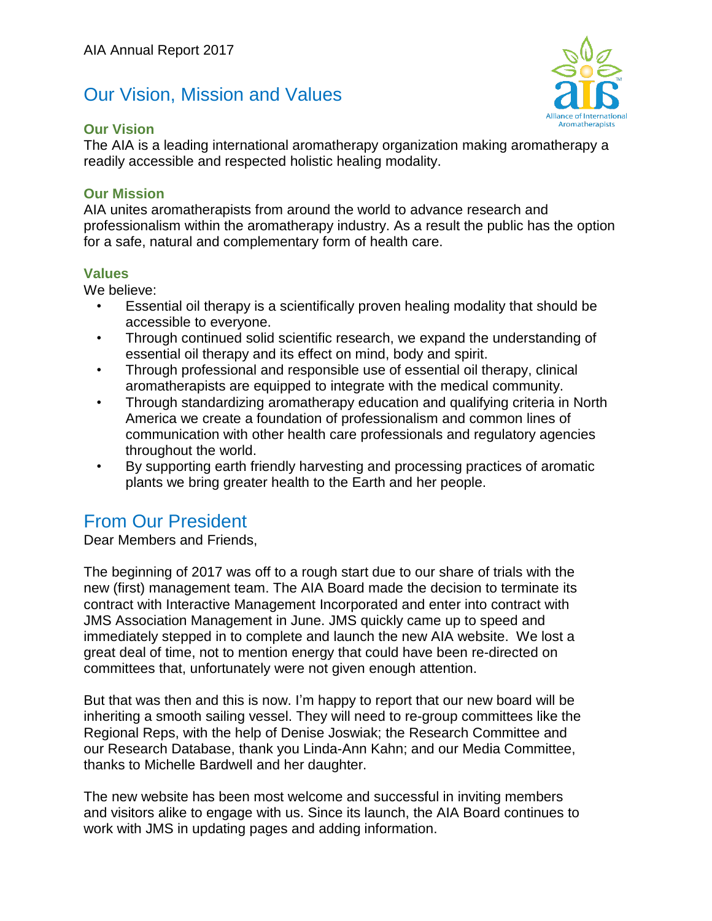AIA Annual Report 2017

# Our Vision, Mission and Values

### Our Vision

The AIA is a leading international aromatherapy organization making aromatherapy a readily accessible and respected holistic healing modality.

### Our Mission

AIA unites aromatherapists from around the world to advance research and professionalism within the aromatherapy industry. As a result the public has the option for a safe, natural and complementary form of health care.

### Values

We believe:

- Essential oil therapy is a scientifically proven healing modality that should be accessible to everyone.
- Through continued solid scientific research, we expand the understanding of essential oil therapy and its effect on mind, body and spirit.
- Through professional and responsible use of essential oil therapy, clinical aromatherapists are equipped to integrate with the medical community.
- Through standardizing aromatherapy education and qualifying criteria in North America we create a foundation of professionalism and common lines of communication with other health care professionals and regulatory agencies throughout the world.
- By supporting earth friendly harvesting and processing practices of aromatic plants we bring greater health to the Earth and her people.

# From Our President

Dear Members and Friends,

The beginning of 2017 was off to a rough start due to our share of trials with the new (first) management team. The AIA Board made the decision to terminate its contract with Interactive Management Incorporated and enter into contract with JMS Association Management in June. JMS quickly came up to speed and immediately stepped in to complete and launch the new AIA website. We lost a great deal of time, not to mention energy that could have been re-directed on committees that, unfortunately were not given enough attention.

But that was then and this is now. I'm happy to report that our new board will be inheriting a smooth sailing vessel. They will need to re-group committees like the Regional Reps, with the help of Denise Joswiak; the Research Committee and our Research Database, thank you Linda-Ann Kahn; and our Media Committee, thanks to Michelle Bardwell and her daughter.

The new website has been most welcome and successful in inviting members and visitors alike to engage with us. Since its launch, the AIA Board continues to work with JMS in updating pages and adding information.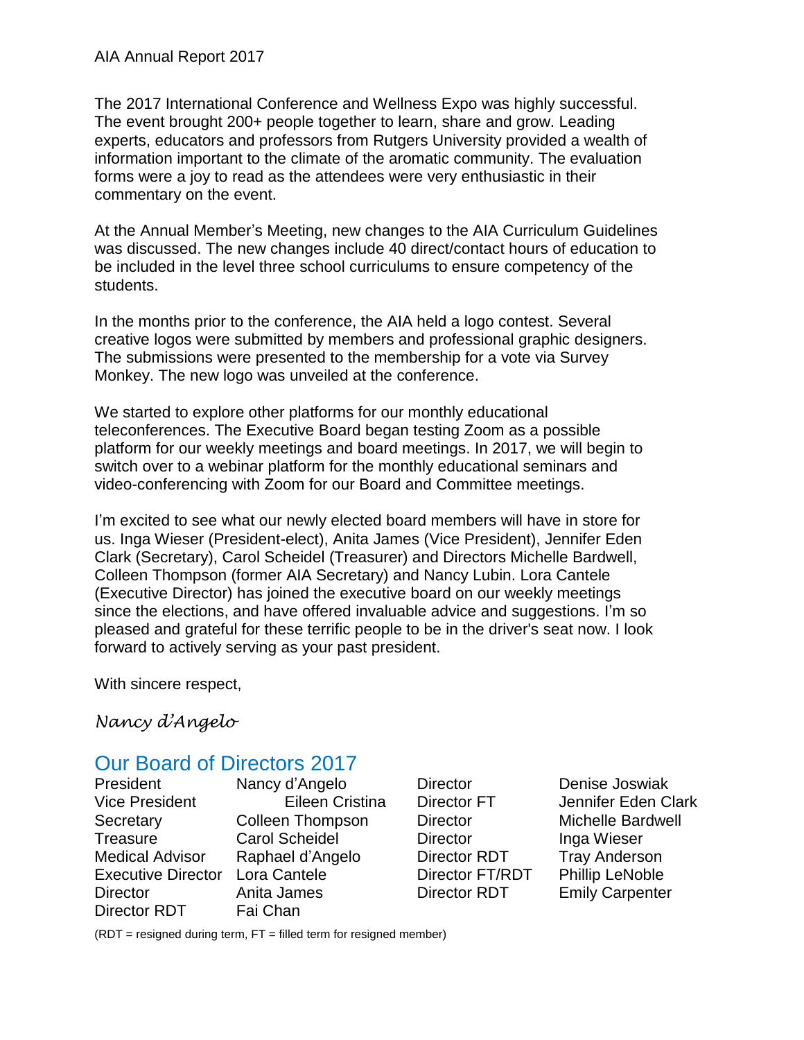The 2017 International Conference and Wellness Expo was highly successful. The event brought 200+ people together to learn, share and grow. Leading experts, educators and professors from Rutgers University provided a wealth of information important to the climate of the aromatic community. The evaluation forms were a joy to read as the attendees were very enthusiastic in their commentary on the event.

At the Annual Member's Meeting, new changes to the AIA Curriculum Guidelines was discussed. The new changes include 40 direct/contact hours of education to be included in the level three school curriculums to ensure competency of the students.

In the months prior to the conference, the AIA held a logo contest. Several creative logos were submitted by members and professional graphic designers. The submissions were presented to the membership for a vote via Survey Monkey. The new logo was unveiled at the conference.

We started to explore other platforms for our monthly educational teleconferences. The Executive Board began testing Zoom as a possible platform for our weekly meetings and board meetings. In 2017, we will begin to switch over to a webinar platform for the monthly educational seminars and video-conferencing with Zoom for our Board and Committee meetings.

I'm excited to see what our newly elected board members will have in store for us. Inga Wieser (President-elect), Anita James (Vice President), Jennifer Eden Clark (Secretary), Carol Scheidel (Treasurer) and Directors Michelle Bardwell, Colleen Thompson (former AIA Secretary) and Nancy Lubin. Lora Cantele (Executive Director) has joined the executive board on our weekly meetings since the elections, and have offered invaluable advice and suggestions. I'm so pleased and grateful for these terrific people to be in the driver's seat now. I look forward to actively serving as your past president.

With sincere respect,

*Nancy d'Angelo*

## Our Board of Directors 2017

| | | | |
|---|---|---|---|
| President | Nancy d'Angelo | Director | Denise Joswiak |
| Vice President | Eileen Cristina | Director FT | Jennifer Eden Clark |
| Secretary | Colleen Thompson | Director | Michelle Bardwell |
| Treasure | Carol Scheidel | Director | Inga Wieser |
| Medical Advisor | Raphael d'Angelo | Director RDT | Tray Anderson |
| Executive Director | Lora Cantele | Director FT/RDT | Phillip LeNoble |
| Director | Anita James | Director RDT | Emily Carpenter |
| Director RDT | Fai Chan | | |

(RDT = resigned during term, FT = filled term for resigned member)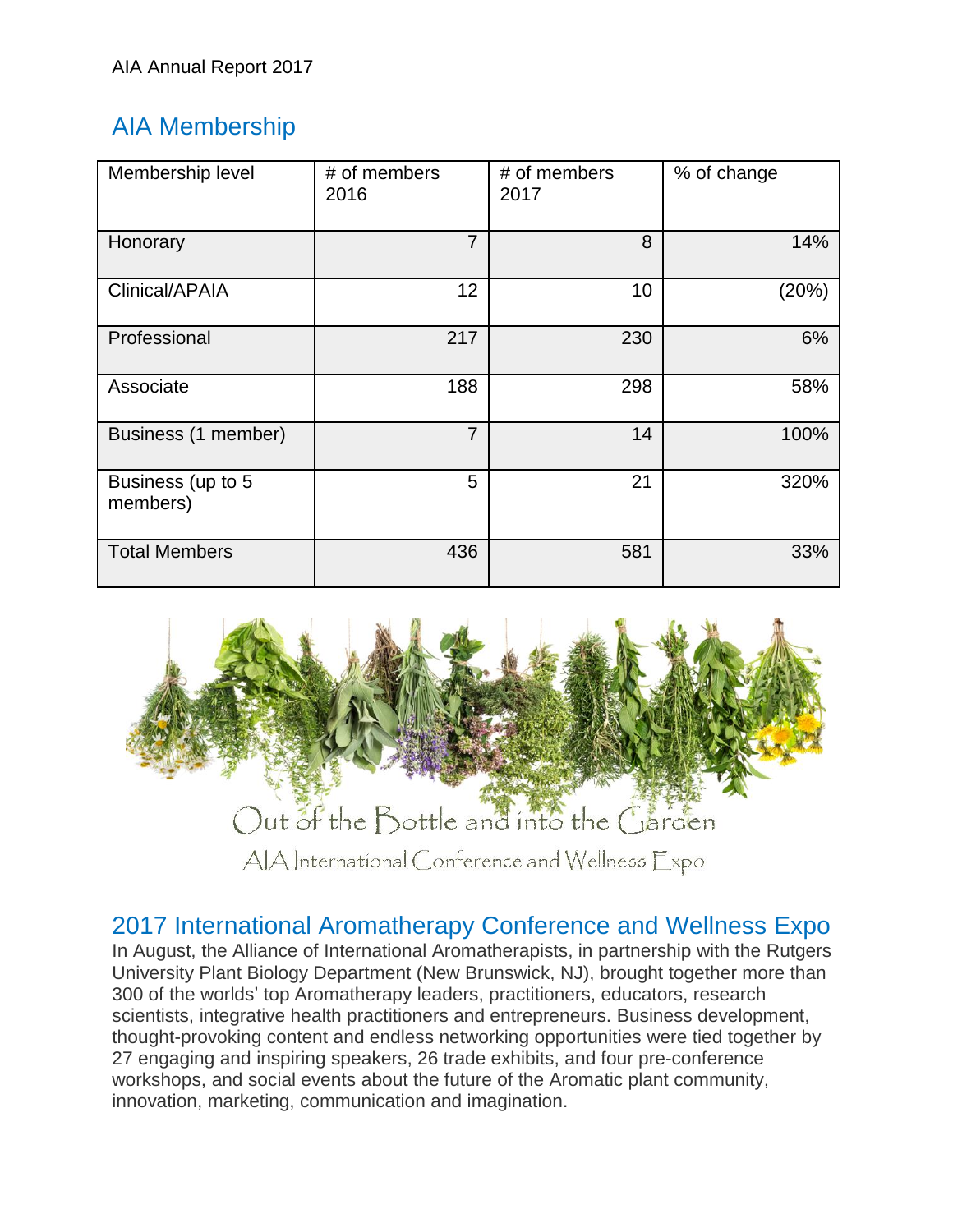## AIA Membership

| Membership level | # of members 2016 | # of members 2017 | % of change |
|---|---|---|---|
| Honorary | 7 | 8 | 14% |
| Clinical/APAIA | 12 | 10 | (20%) |
| Professional | 217 | 230 | 6% |
| Associate | 188 | 298 | 58% |
| Business (1 member) | 7 | 14 | 100% |
| Business (up to 5 members) | 5 | 21 | 320% |
| Total Members | 436 | 581 | 33% |

Out of the Bottle and into the Garden

AIA International Conference and Wellness Expo

## 2017 International Aromatherapy Conference and Wellness Expo

In August, the Alliance of International Aromatherapists, in partnership with the Rutgers University Plant Biology Department (New Brunswick, NJ), brought together more than 300 of the worlds' top Aromatherapy leaders, practitioners, educators, research scientists, integrative health practitioners and entrepreneurs. Business development, thought-provoking content and endless networking opportunities were tied together by 27 engaging and inspiring speakers, 26 trade exhibits, and four pre-conference workshops, and social events about the future of the Aromatic plant community, innovation, marketing, communication and imagination.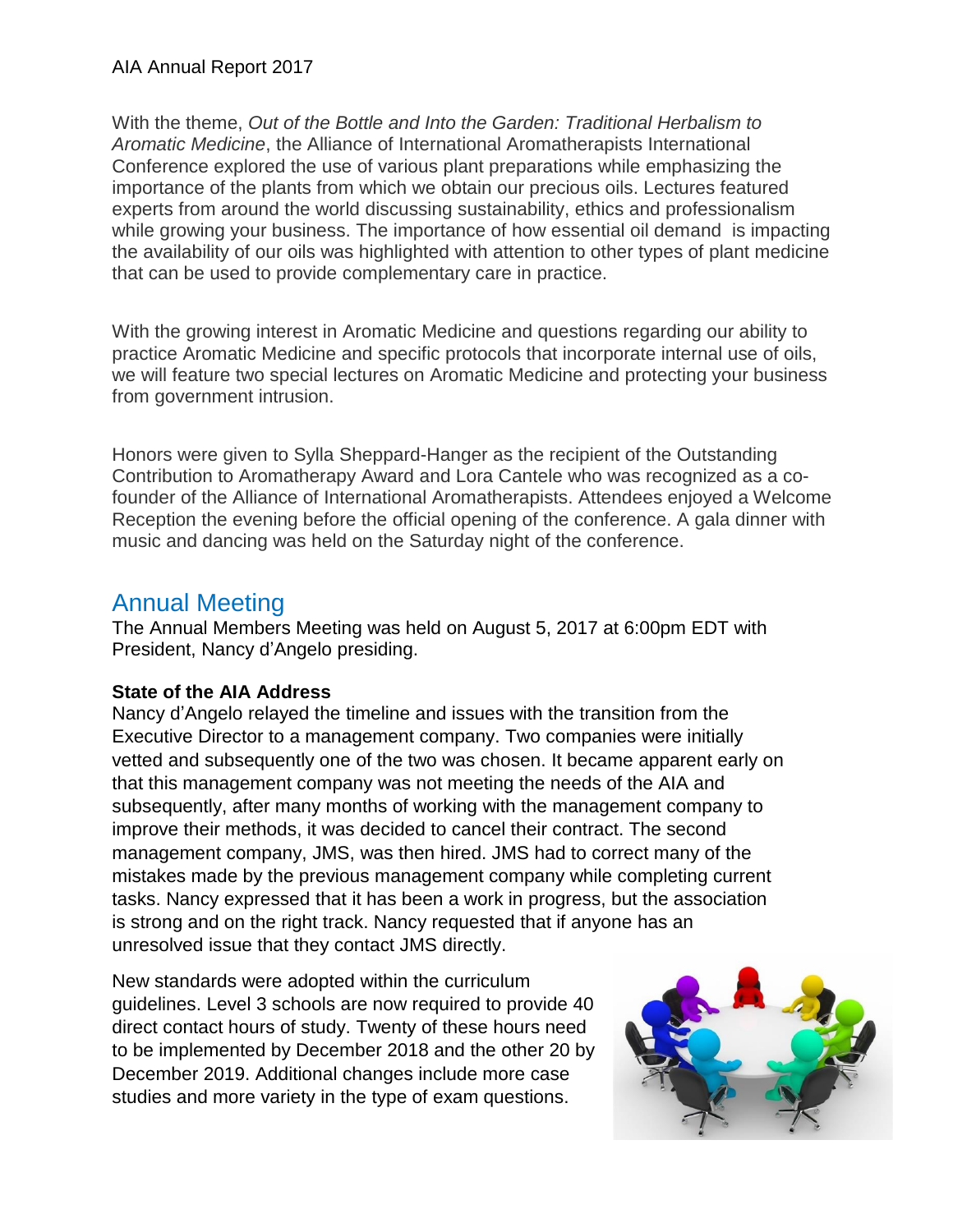With the theme, *Out of the Bottle and Into the Garden: Traditional Herbalism to Aromatic Medicine*, the Alliance of International Aromatherapists International Conference explored the use of various plant preparations while emphasizing the importance of the plants from which we obtain our precious oils. Lectures featured experts from around the world discussing sustainability, ethics and professionalism while growing your business. The importance of how essential oil demand is impacting the availability of our oils was highlighted with attention to other types of plant medicine that can be used to provide complementary care in practice.

With the growing interest in Aromatic Medicine and questions regarding our ability to practice Aromatic Medicine and specific protocols that incorporate internal use of oils, we will feature two special lectures on Aromatic Medicine and protecting your business from government intrusion.

Honors were given to Sylla Sheppard-Hanger as the recipient of the Outstanding Contribution to Aromatherapy Award and Lora Cantele who was recognized as a co-founder of the Alliance of International Aromatherapists. Attendees enjoyed a Welcome Reception the evening before the official opening of the conference. A gala dinner with music and dancing was held on the Saturday night of the conference.

## Annual Meeting

The Annual Members Meeting was held on August 5, 2017 at 6:00pm EDT with President, Nancy d'Angelo presiding.

**State of the AIA Address**

Nancy d'Angelo relayed the timeline and issues with the transition from the Executive Director to a management company. Two companies were initially vetted and subsequently one of the two was chosen. It became apparent early on that this management company was not meeting the needs of the AIA and subsequently, after many months of working with the management company to improve their methods, it was decided to cancel their contract. The second management company, JMS, was then hired. JMS had to correct many of the mistakes made by the previous management company while completing current tasks. Nancy expressed that it has been a work in progress, but the association is strong and on the right track. Nancy requested that if anyone has an unresolved issue that they contact JMS directly.

New standards were adopted within the curriculum guidelines. Level 3 schools are now required to provide 40 direct contact hours of study. Twenty of these hours need to be implemented by December 2018 and the other 20 by December 2019. Additional changes include more case studies and more variety in the type of exam questions.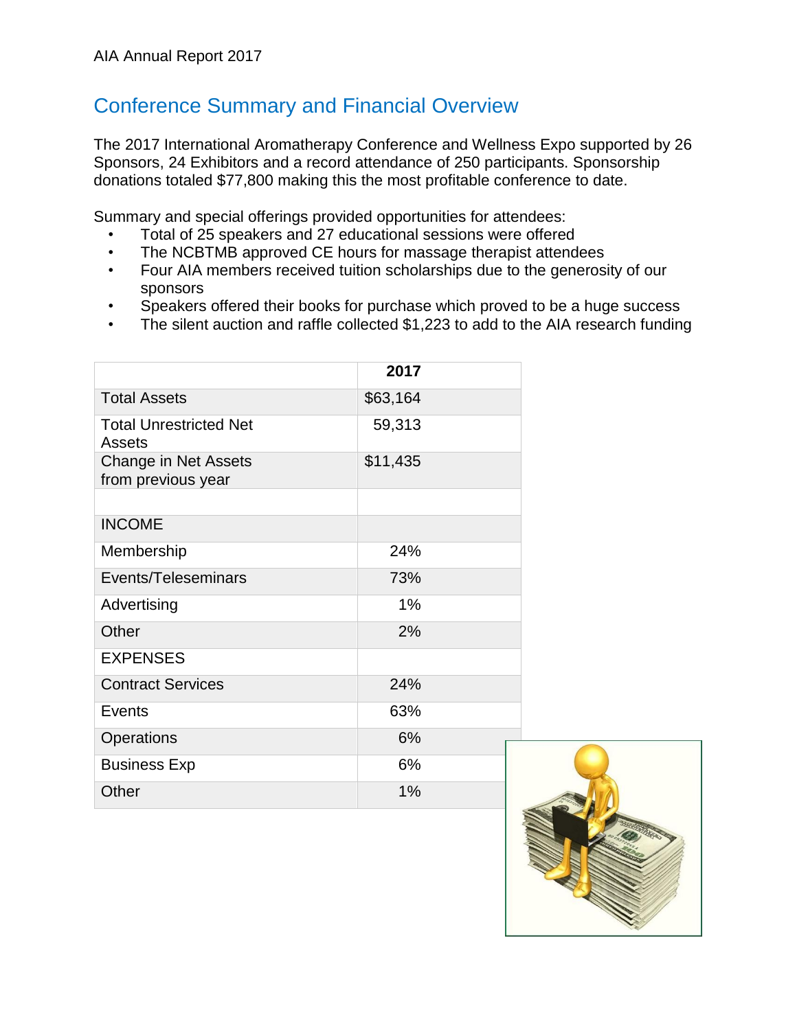## Conference Summary and Financial Overview

The 2017 International Aromatherapy Conference and Wellness Expo supported by 26 Sponsors, 24 Exhibitors and a record attendance of 250 participants. Sponsorship donations totaled $77,800 making this the most profitable conference to date.

Summary and special offerings provided opportunities for attendees:

- Total of 25 speakers and 27 educational sessions were offered
- The NCBTMB approved CE hours for massage therapist attendees
- Four AIA members received tuition scholarships due to the generosity of our sponsors
- Speakers offered their books for purchase which proved to be a huge success
- The silent auction and raffle collected $1,223 to add to the AIA research funding

| | 2017 |
|---|---|
| Total Assets | $63,164 |
| Total Unrestricted Net Assets | 59,313 |
| Change in Net Assets from previous year | $11,435 |
| | |
| INCOME | |
| Membership | 24% |
| Events/Teleseminars | 73% |
| Advertising | 1% |
| Other | 2% |
| EXPENSES | |
| Contract Services | 24% |
| Events | 63% |
| Operations | 6% |
| Business Exp | 6% |
| Other | 1% |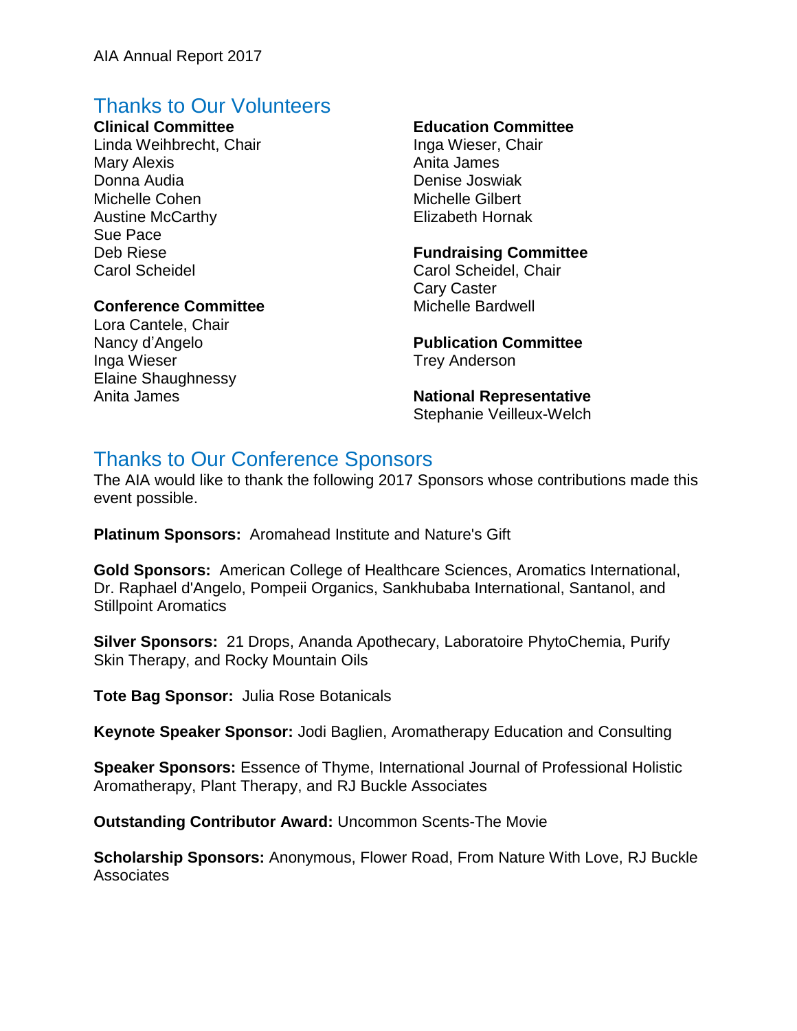## Thanks to Our Volunteers

**Clinical Committee**
Linda Weihbrecht, Chair
Mary Alexis
Donna Audia
Michelle Cohen
Austine McCarthy
Sue Pace
Deb Riese
Carol Scheidel

**Conference Committee**
Lora Cantele, Chair
Nancy d'Angelo
Inga Wieser
Elaine Shaughnessy
Anita James

**Education Committee**
Inga Wieser, Chair
Anita James
Denise Joswiak
Michelle Gilbert
Elizabeth Hornak

**Fundraising Committee**
Carol Scheidel, Chair
Cary Caster
Michelle Bardwell

**Publication Committee**
Trey Anderson

**National Representative**
Stephanie Veilleux-Welch

## Thanks to Our Conference Sponsors

The AIA would like to thank the following 2017 Sponsors whose contributions made this event possible.

**Platinum Sponsors:** Aromahead Institute and Nature's Gift

**Gold Sponsors:** American College of Healthcare Sciences, Aromatics International, Dr. Raphael d'Angelo, Pompeii Organics, Sankhubaba International, Santanol, and Stillpoint Aromatics

**Silver Sponsors:** 21 Drops, Ananda Apothecary, Laboratoire PhytoChemia, Purify Skin Therapy, and Rocky Mountain Oils

**Tote Bag Sponsor:** Julia Rose Botanicals

**Keynote Speaker Sponsor:** Jodi Baglien, Aromatherapy Education and Consulting

**Speaker Sponsors:** Essence of Thyme, International Journal of Professional Holistic Aromatherapy, Plant Therapy, and RJ Buckle Associates

**Outstanding Contributor Award:** Uncommon Scents-The Movie

**Scholarship Sponsors:** Anonymous, Flower Road, From Nature With Love, RJ Buckle Associates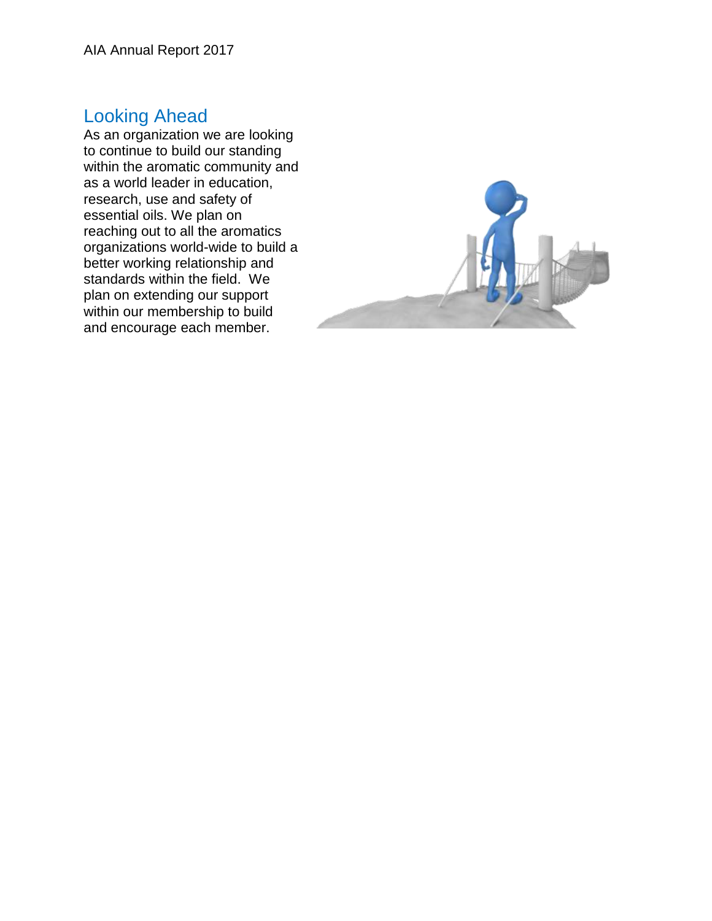## Looking Ahead

As an organization we are looking to continue to build our standing within the aromatic community and as a world leader in education, research, use and safety of essential oils. We plan on reaching out to all the aromatics organizations world-wide to build a better working relationship and standards within the field. We plan on extending our support within our membership to build and encourage each member.